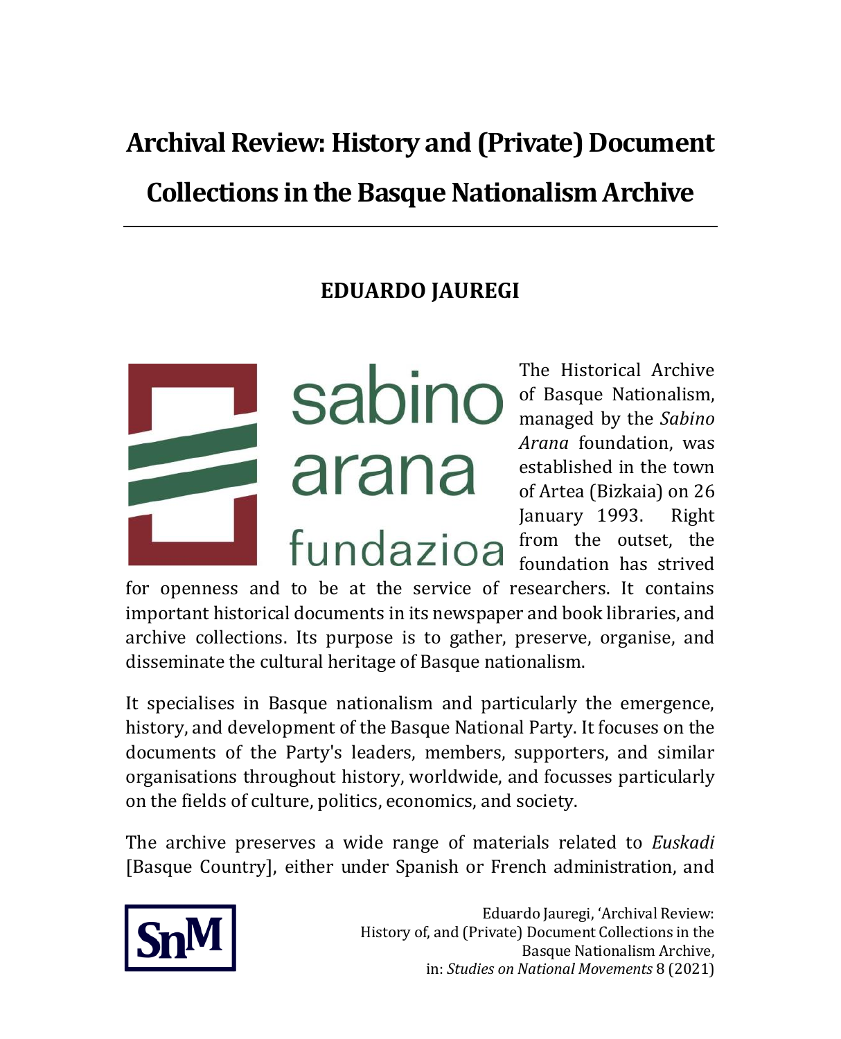# Archival Review: History and (Private) Document Collections in the Basque Nationalism Archive

**EDUARDO JAUREGI**

The Historical Archive of Basque Nationalism, managed by the *Sabino Arana* foundation, was established in the town of Artea (Bizkaia) on 26 January 1993. Right from the outset, the foundation has strived for openness and to be at the service of researchers. It contains important historical documents in its newspaper and book libraries, and archive collections. Its purpose is to gather, preserve, organise, and disseminate the cultural heritage of Basque nationalism.

It specialises in Basque nationalism and particularly the emergence, history, and development of the Basque National Party. It focuses on the documents of the Party's leaders, members, supporters, and similar organisations throughout history, worldwide, and focusses particularly on the fields of culture, politics, economics, and society.

The archive preserves a wide range of materials related to *Euskadi* [Basque Country], either under Spanish or French administration, and

Eduardo Jauregi, 'Archival Review: History of, and (Private) Document Collections in the Basque Nationalism Archive, in: *Studies on National Movements* 8 (2021)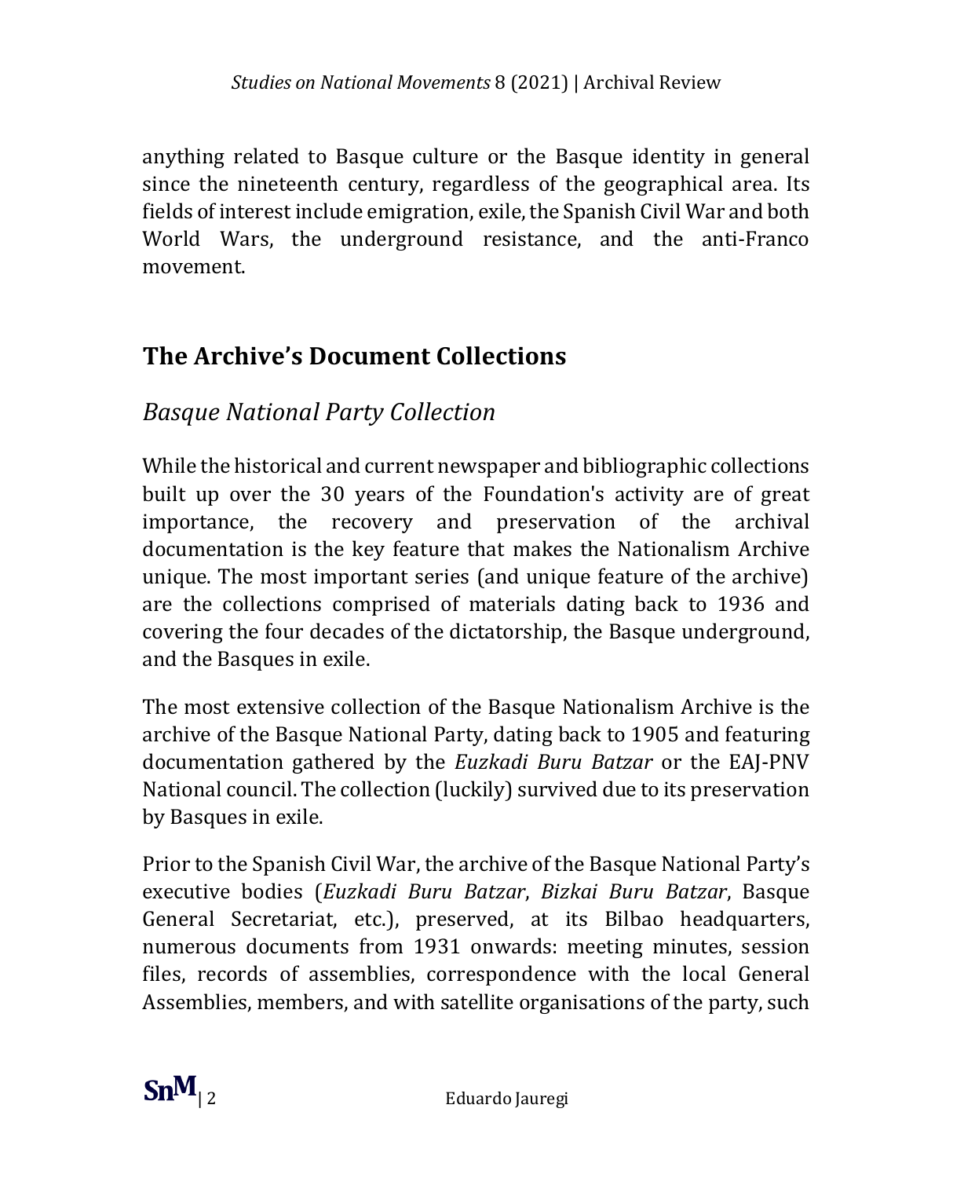anything related to Basque culture or the Basque identity in general since the nineteenth century, regardless of the geographical area. Its fields of interest include emigration, exile, the Spanish Civil War and both World Wars, the underground resistance, and the anti-Franco movement.

## The Archive's Document Collections

### *Basque National Party Collection*

While the historical and current newspaper and bibliographic collections built up over the 30 years of the Foundation's activity are of great importance, the recovery and preservation of the archival documentation is the key feature that makes the Nationalism Archive unique. The most important series (and unique feature of the archive) are the collections comprised of materials dating back to 1936 and covering the four decades of the dictatorship, the Basque underground, and the Basques in exile.

The most extensive collection of the Basque Nationalism Archive is the archive of the Basque National Party, dating back to 1905 and featuring documentation gathered by the *Euzkadi Buru Batzar* or the EAJ-PNV National council. The collection (luckily) survived due to its preservation by Basques in exile.

Prior to the Spanish Civil War, the archive of the Basque National Party's executive bodies (*Euzkadi Buru Batzar*, *Bizkai Buru Batzar*, Basque General Secretariat, etc.), preserved, at its Bilbao headquarters, numerous documents from 1931 onwards: meeting minutes, session files, records of assemblies, correspondence with the local General Assemblies, members, and with satellite organisations of the party, such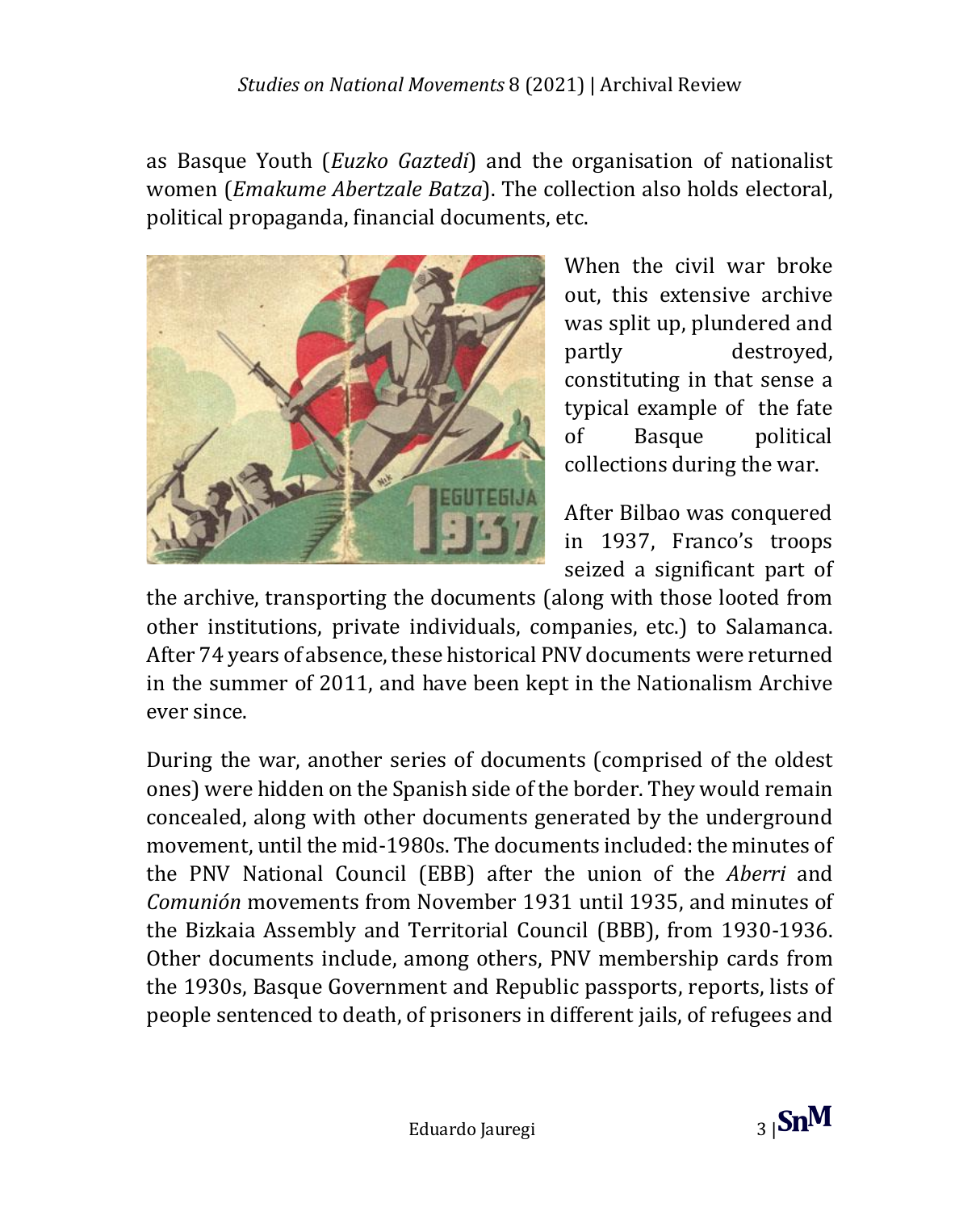as Basque Youth (*Euzko Gaztedi*) and the organisation of nationalist women (*Emakume Abertzale Batza*). The collection also holds electoral, political propaganda, financial documents, etc.

When the civil war broke out, this extensive archive was split up, plundered and partly destroyed, constituting in that sense a typical example of the fate of Basque political collections during the war.

After Bilbao was conquered in 1937, Franco's troops seized a significant part of the archive, transporting the documents (along with those looted from other institutions, private individuals, companies, etc.) to Salamanca. After 74 years of absence, these historical PNV documents were returned in the summer of 2011, and have been kept in the Nationalism Archive ever since.

During the war, another series of documents (comprised of the oldest ones) were hidden on the Spanish side of the border. They would remain concealed, along with other documents generated by the underground movement, until the mid-1980s. The documents included: the minutes of the PNV National Council (EBB) after the union of the *Aberri* and *Comunión* movements from November 1931 until 1935, and minutes of the Bizkaia Assembly and Territorial Council (BBB), from 1930-1936. Other documents include, among others, PNV membership cards from the 1930s, Basque Government and Republic passports, reports, lists of people sentenced to death, of prisoners in different jails, of refugees and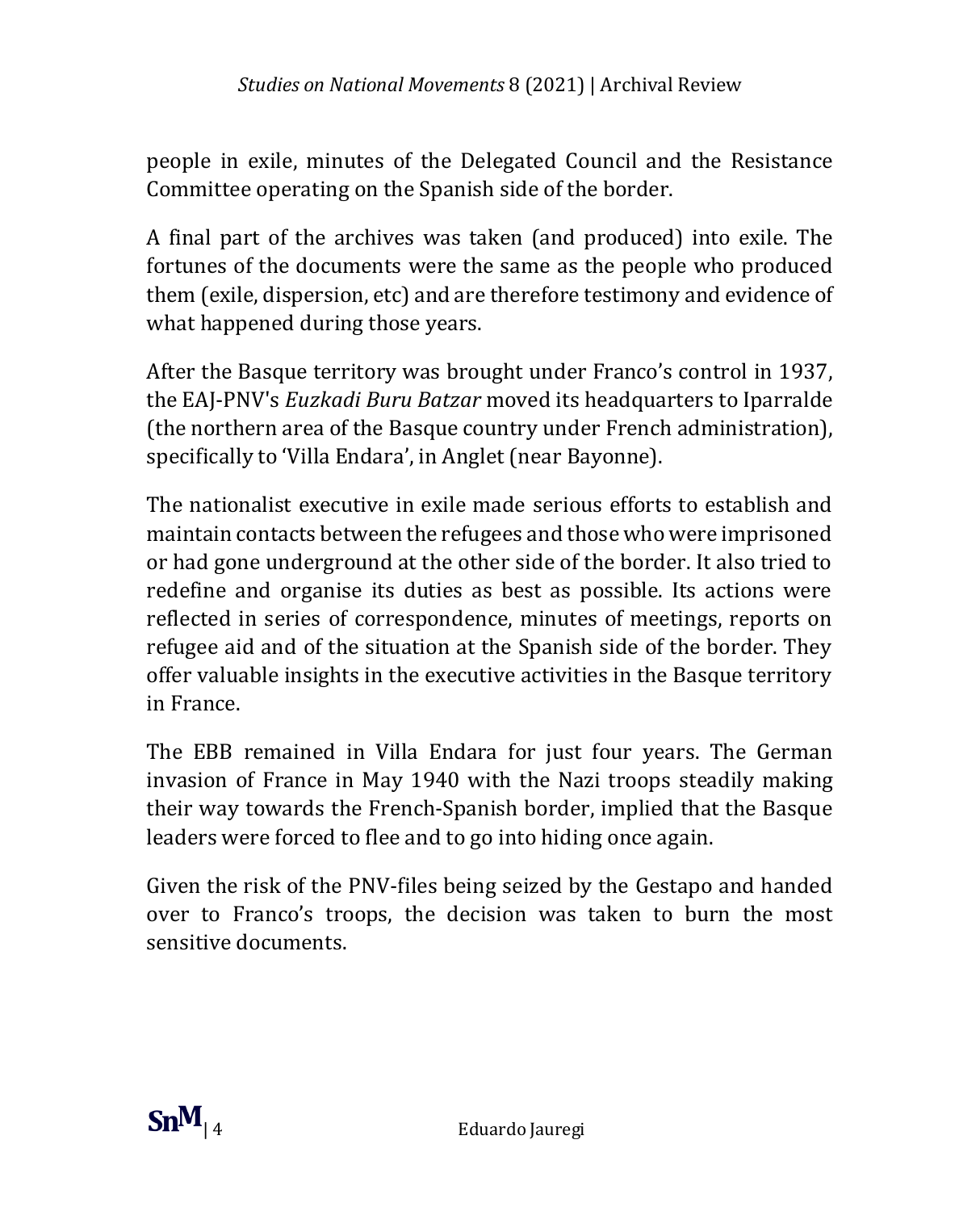people in exile, minutes of the Delegated Council and the Resistance Committee operating on the Spanish side of the border.

A final part of the archives was taken (and produced) into exile. The fortunes of the documents were the same as the people who produced them (exile, dispersion, etc) and are therefore testimony and evidence of what happened during those years.

After the Basque territory was brought under Franco's control in 1937, the EAJ-PNV's *Euzkadi Buru Batzar* moved its headquarters to Iparralde (the northern area of the Basque country under French administration), specifically to 'Villa Endara', in Anglet (near Bayonne).

The nationalist executive in exile made serious efforts to establish and maintain contacts between the refugees and those who were imprisoned or had gone underground at the other side of the border. It also tried to redefine and organise its duties as best as possible. Its actions were reflected in series of correspondence, minutes of meetings, reports on refugee aid and of the situation at the Spanish side of the border. They offer valuable insights in the executive activities in the Basque territory in France.

The EBB remained in Villa Endara for just four years. The German invasion of France in May 1940 with the Nazi troops steadily making their way towards the French-Spanish border, implied that the Basque leaders were forced to flee and to go into hiding once again.

Given the risk of the PNV-files being seized by the Gestapo and handed over to Franco's troops, the decision was taken to burn the most sensitive documents.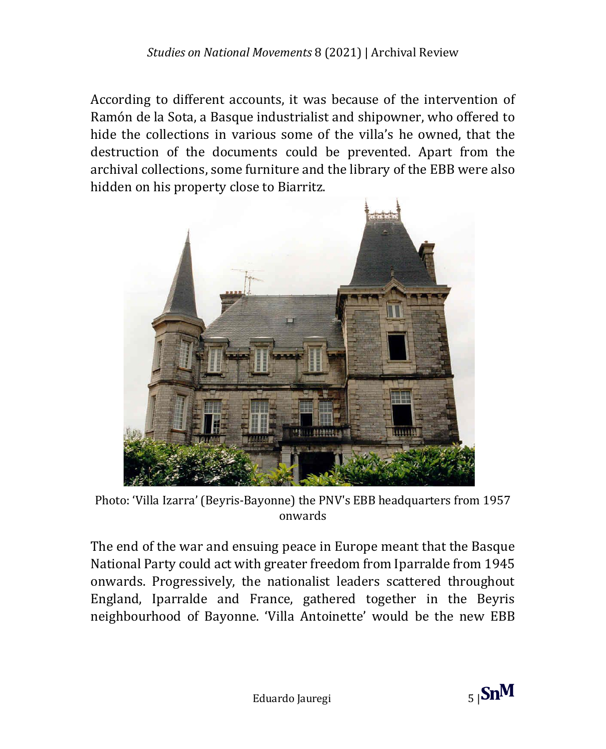According to different accounts, it was because of the intervention of Ramón de la Sota, a Basque industrialist and shipowner, who offered to hide the collections in various some of the villa's he owned, that the destruction of the documents could be prevented. Apart from the archival collections, some furniture and the library of the EBB were also hidden on his property close to Biarritz.

Photo: 'Villa Izarra' (Beyris-Bayonne) the PNV's EBB headquarters from 1957 onwards

The end of the war and ensuing peace in Europe meant that the Basque National Party could act with greater freedom from Iparralde from 1945 onwards. Progressively, the nationalist leaders scattered throughout England, Iparralde and France, gathered together in the Beyris neighbourhood of Bayonne. 'Villa Antoinette' would be the new EBB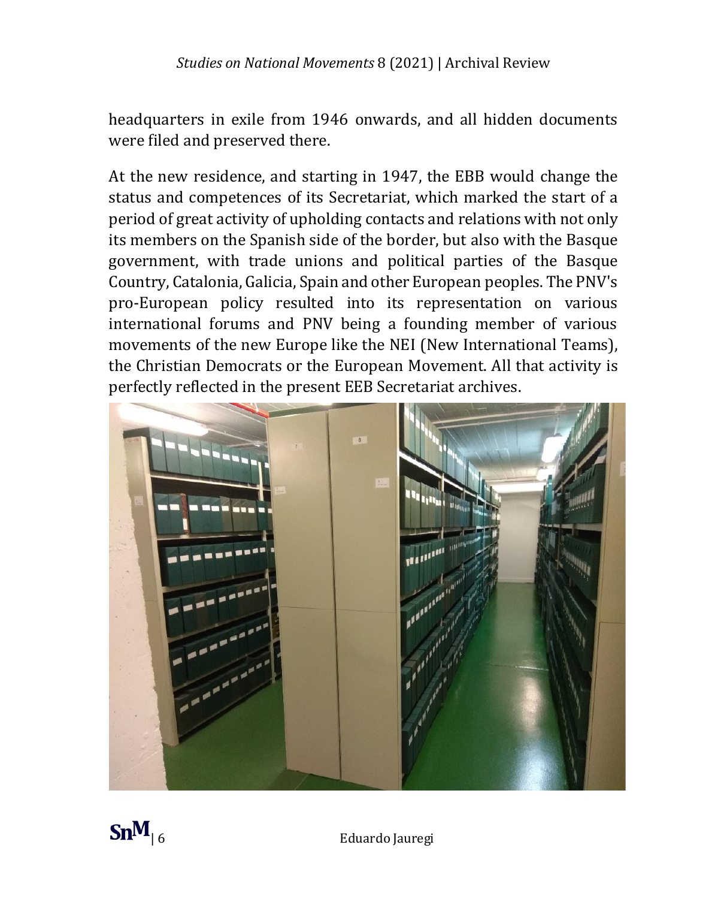headquarters in exile from 1946 onwards, and all hidden documents were filed and preserved there.

At the new residence, and starting in 1947, the EBB would change the status and competences of its Secretariat, which marked the start of a period of great activity of upholding contacts and relations with not only its members on the Spanish side of the border, but also with the Basque government, with trade unions and political parties of the Basque Country, Catalonia, Galicia, Spain and other European peoples. The PNV's pro-European policy resulted into its representation on various international forums and PNV being a founding member of various movements of the new Europe like the NEI (New International Teams), the Christian Democrats or the European Movement. All that activity is perfectly reflected in the present EEB Secretariat archives.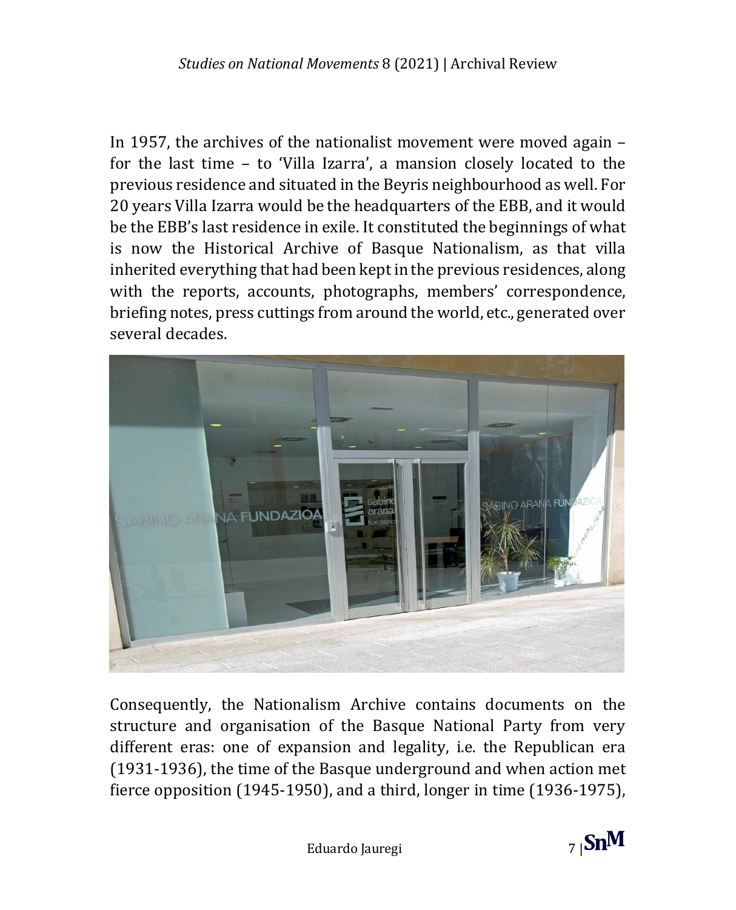In 1957, the archives of the nationalist movement were moved again – for the last time – to 'Villa Izarra', a mansion closely located to the previous residence and situated in the Beyris neighbourhood as well. For 20 years Villa Izarra would be the headquarters of the EBB, and it would be the EBB's last residence in exile. It constituted the beginnings of what is now the Historical Archive of Basque Nationalism, as that villa inherited everything that had been kept in the previous residences, along with the reports, accounts, photographs, members' correspondence, briefing notes, press cuttings from around the world, etc., generated over several decades.

Consequently, the Nationalism Archive contains documents on the structure and organisation of the Basque National Party from very different eras: one of expansion and legality, i.e. the Republican era (1931-1936), the time of the Basque underground and when action met fierce opposition (1945-1950), and a third, longer in time (1936-1975),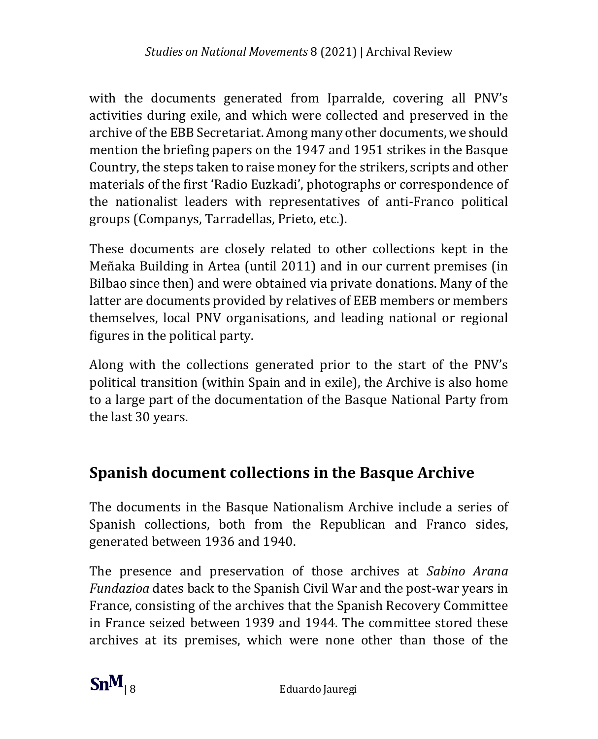with the documents generated from Iparralde, covering all PNV's activities during exile, and which were collected and preserved in the archive of the EBB Secretariat. Among many other documents, we should mention the briefing papers on the 1947 and 1951 strikes in the Basque Country, the steps taken to raise money for the strikers, scripts and other materials of the first 'Radio Euzkadi', photographs or correspondence of the nationalist leaders with representatives of anti-Franco political groups (Companys, Tarradellas, Prieto, etc.).

These documents are closely related to other collections kept in the Meñaka Building in Artea (until 2011) and in our current premises (in Bilbao since then) and were obtained via private donations. Many of the latter are documents provided by relatives of EEB members or members themselves, local PNV organisations, and leading national or regional figures in the political party.

Along with the collections generated prior to the start of the PNV's political transition (within Spain and in exile), the Archive is also home to a large part of the documentation of the Basque National Party from the last 30 years.

## Spanish document collections in the Basque Archive

The documents in the Basque Nationalism Archive include a series of Spanish collections, both from the Republican and Franco sides, generated between 1936 and 1940.

The presence and preservation of those archives at *Sabino Arana Fundazioa* dates back to the Spanish Civil War and the post-war years in France, consisting of the archives that the Spanish Recovery Committee in France seized between 1939 and 1944. The committee stored these archives at its premises, which were none other than those of the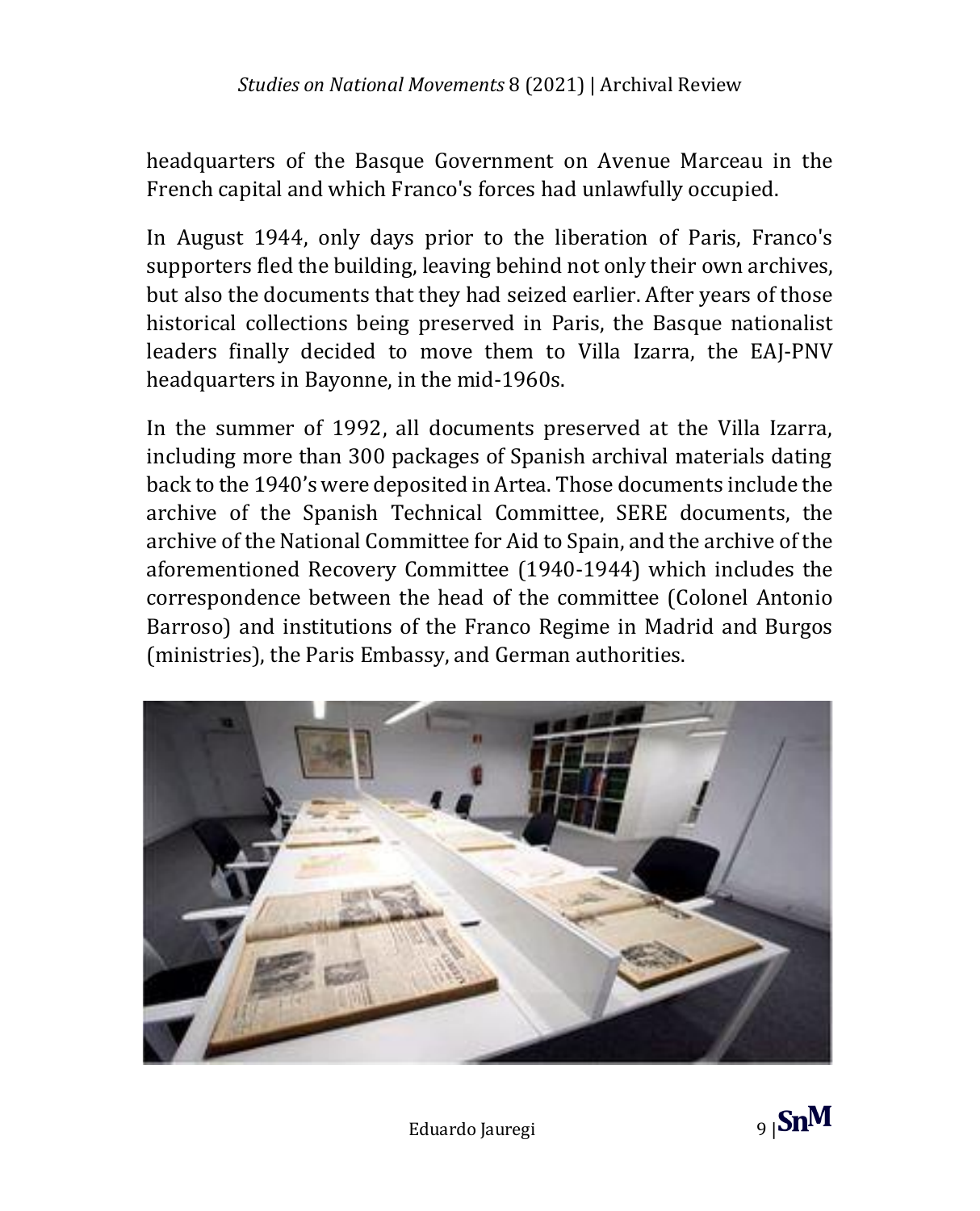headquarters of the Basque Government on Avenue Marceau in the French capital and which Franco's forces had unlawfully occupied.

In August 1944, only days prior to the liberation of Paris, Franco's supporters fled the building, leaving behind not only their own archives, but also the documents that they had seized earlier. After years of those historical collections being preserved in Paris, the Basque nationalist leaders finally decided to move them to Villa Izarra, the EAJ-PNV headquarters in Bayonne, in the mid-1960s.

In the summer of 1992, all documents preserved at the Villa Izarra, including more than 300 packages of Spanish archival materials dating back to the 1940's were deposited in Artea. Those documents include the archive of the Spanish Technical Committee, SERE documents, the archive of the National Committee for Aid to Spain, and the archive of the aforementioned Recovery Committee (1940-1944) which includes the correspondence between the head of the committee (Colonel Antonio Barroso) and institutions of the Franco Regime in Madrid and Burgos (ministries), the Paris Embassy, and German authorities.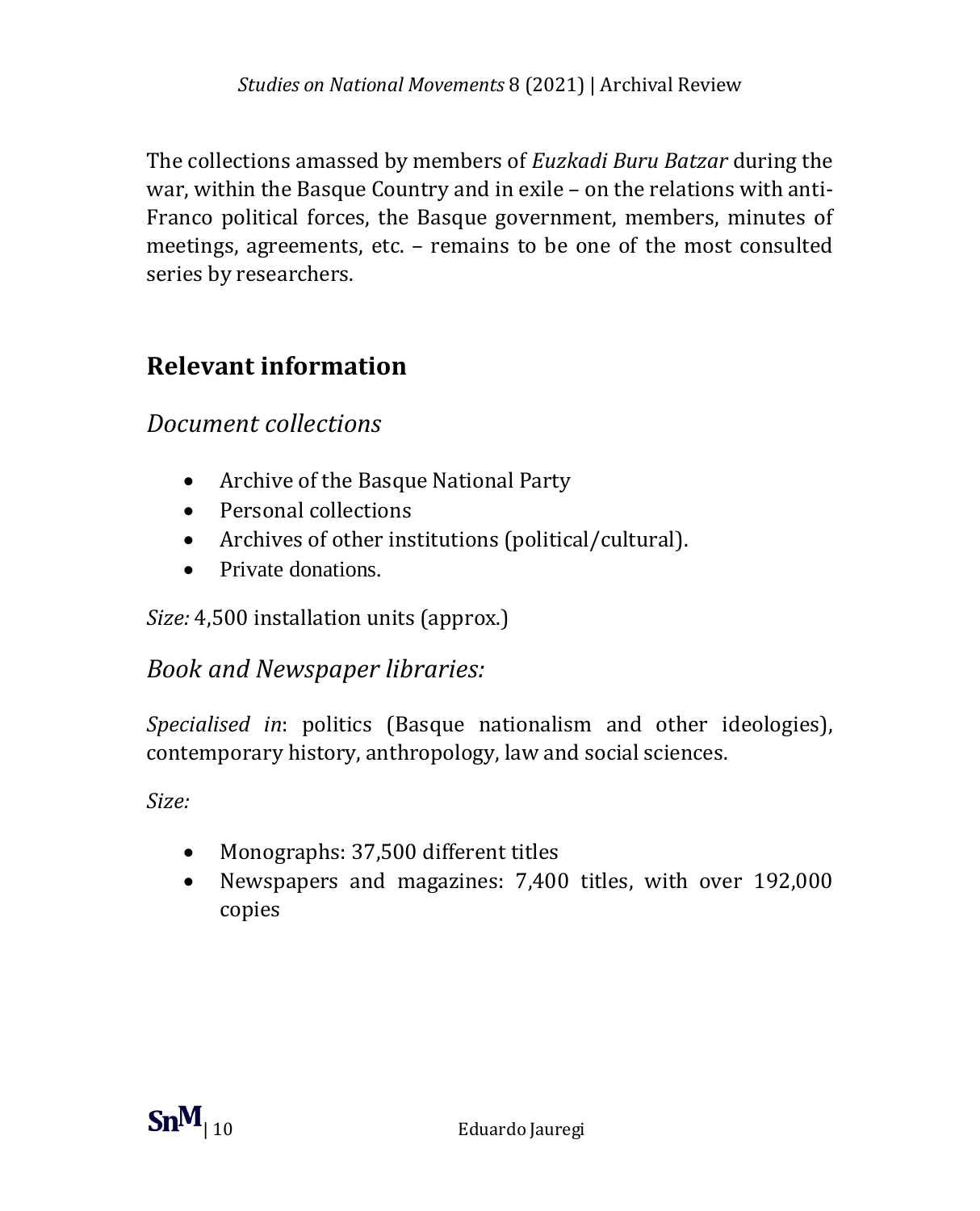The collections amassed by members of *Euzkadi Buru Batzar* during the war, within the Basque Country and in exile – on the relations with anti-Franco political forces, the Basque government, members, minutes of meetings, agreements, etc. – remains to be one of the most consulted series by researchers.

## Relevant information

### *Document collections*

- Archive of the Basque National Party
- Personal collections
- Archives of other institutions (political/cultural).
- Private donations.

*Size:* 4,500 installation units (approx.)

### *Book and Newspaper libraries:*

*Specialised in*: politics (Basque nationalism and other ideologies), contemporary history, anthropology, law and social sciences.

*Size:*

- Monographs: 37,500 different titles
- Newspapers and magazines: 7,400 titles, with over 192,000 copies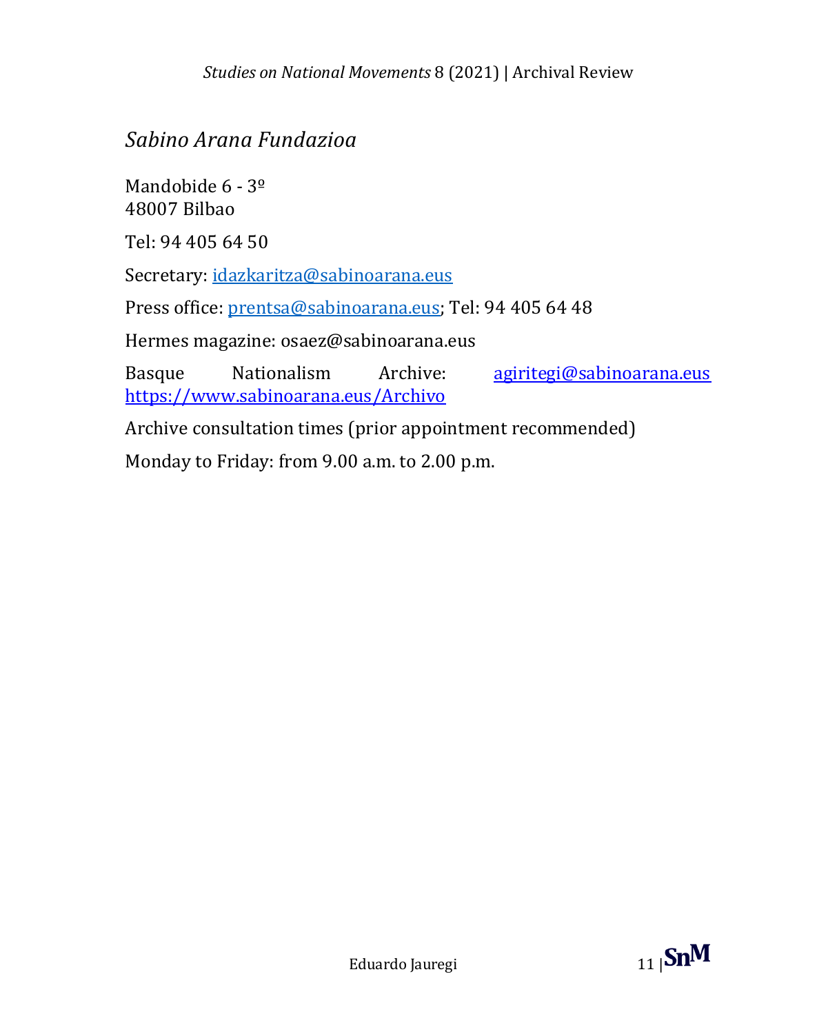*Sabino Arana Fundazioa*

Mandobide 6 - 3º
48007 Bilbao

Tel: 94 405 64 50

Secretary: idazkaritza@sabinoarana.eus

Press office: prentsa@sabinoarana.eus; Tel: 94 405 64 48

Hermes magazine: osaez@sabinoarana.eus

Basque Nationalism Archive: agiritegi@sabinoarana.eus
https://www.sabinoarana.eus/Archivo

Archive consultation times (prior appointment recommended)

Monday to Friday: from 9.00 a.m. to 2.00 p.m.